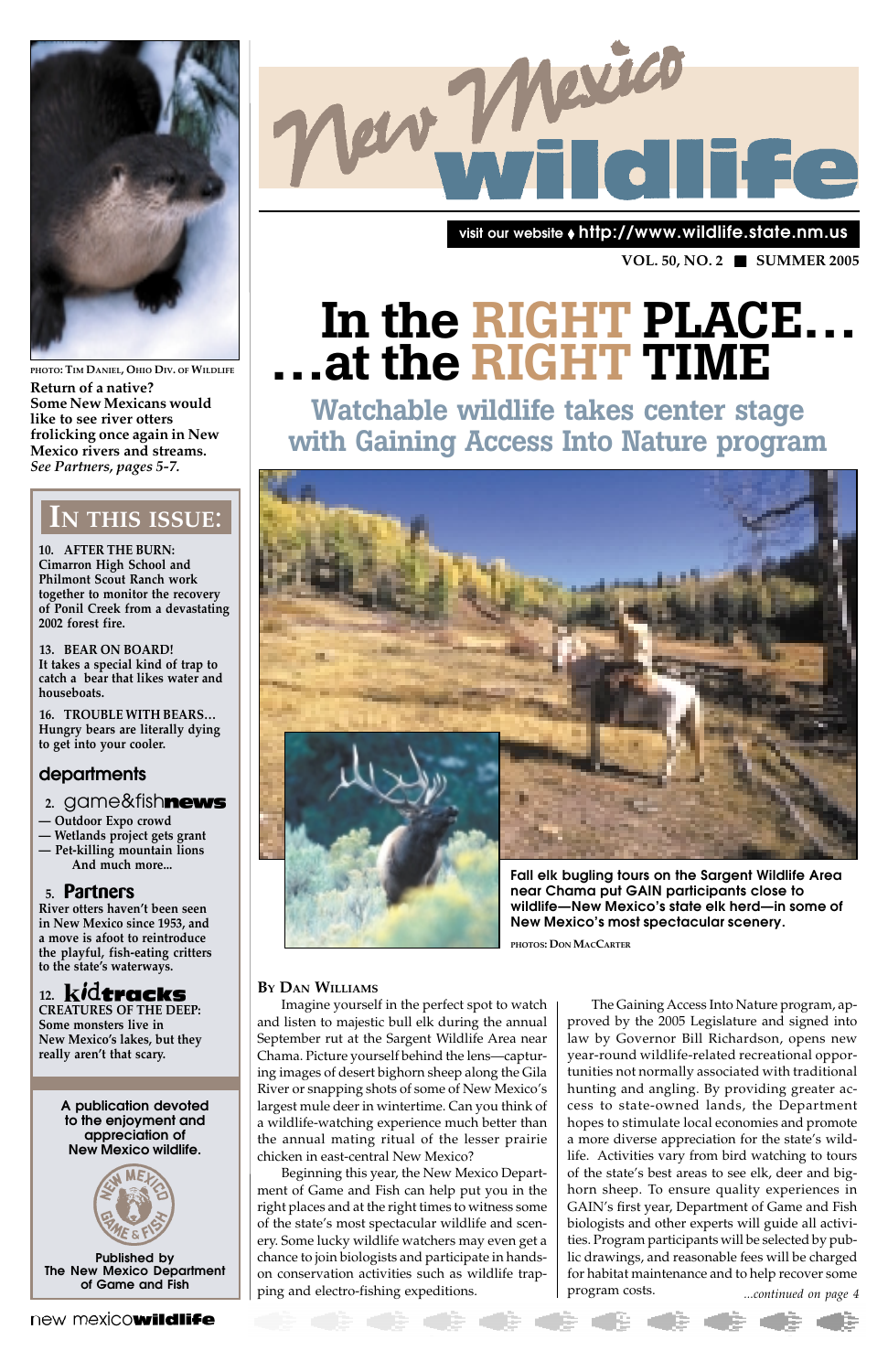# New Mexico wildlife

visit our website ♦ http://www.wildlife.state.nm.us

VOL. 50, NO. 2 ■ SUMMER 2005

PHOTO: TIM DANIEL, OHIO DIV. OF WILDLIFE

**Return of a native? Some New Mexicans would like to see river otters frolicking once again in New Mexico rivers and streams.** ***See Partners, pages 5-7.***

## IN THIS ISSUE:

**10. AFTER THE BURN:**
**Cimarron High School and Philmont Scout Ranch work together to monitor the recovery of Ponil Creek from a devastating 2002 forest fire.**

**13. BEAR ON BOARD!**
It takes a special kind of trap to catch a bear that likes water and houseboats.

**16. TROUBLE WITH BEARS…**
Hungry bears are literally dying to get into your cooler.

### departments

**2. game&fishnews**
— Outdoor Expo crowd
— Wetlands project gets grant
— Pet-killing mountain lions
And much more...

**5. Partners**
River otters haven't been seen in New Mexico since 1953, and a move is afoot to reintroduce the playful, fish-eating critters to the state's waterways.

**12. kidtracks**
**CREATURES OF THE DEEP:**
**Some monsters live in New Mexico's lakes, but they really aren't that scary.**

**A publication devoted to the enjoyment and appreciation of New Mexico wildlife.**

**Published by The New Mexico Department of Game and Fish**

# In the RIGHT PLACE… …at the RIGHT TIME

## Watchable wildlife takes center stage with Gaining Access Into Nature program

**Fall elk bugling tours on the Sargent Wildlife Area near Chama put GAIN participants close to wildlife—New Mexico's state elk herd—in some of New Mexico's most spectacular scenery.**

PHOTOS: DON MACCARTER

BY DAN WILLIAMS

Imagine yourself in the perfect spot to watch and listen to majestic bull elk during the annual September rut at the Sargent Wildlife Area near Chama. Picture yourself behind the lens—capturing images of desert bighorn sheep along the Gila River or snapping shots of some of New Mexico's largest mule deer in wintertime. Can you think of a wildlife-watching experience much better than the annual mating ritual of the lesser prairie chicken in east-central New Mexico?

Beginning this year, the New Mexico Department of Game and Fish can help put you in the right places and at the right times to witness some of the state's most spectacular wildlife and scenery. Some lucky wildlife watchers may even get a chance to join biologists and participate in hands-on conservation activities such as wildlife trapping and electro-fishing expeditions.

The Gaining Access Into Nature program, approved by the 2005 Legislature and signed into law by Governor Bill Richardson, opens new year-round wildlife-related recreational opportunities not normally associated with traditional hunting and angling. By providing greater access to state-owned lands, the Department hopes to stimulate local economies and promote a more diverse appreciation for the state's wildlife. Activities vary from bird watching to tours of the state's best areas to see elk, deer and bighorn sheep. To ensure quality experiences in GAIN's first year, Department of Game and Fish biologists and other experts will guide all activities. Program participants will be selected by public drawings, and reasonable fees will be charged for habitat maintenance and to help recover some program costs.

*...continued on page 4*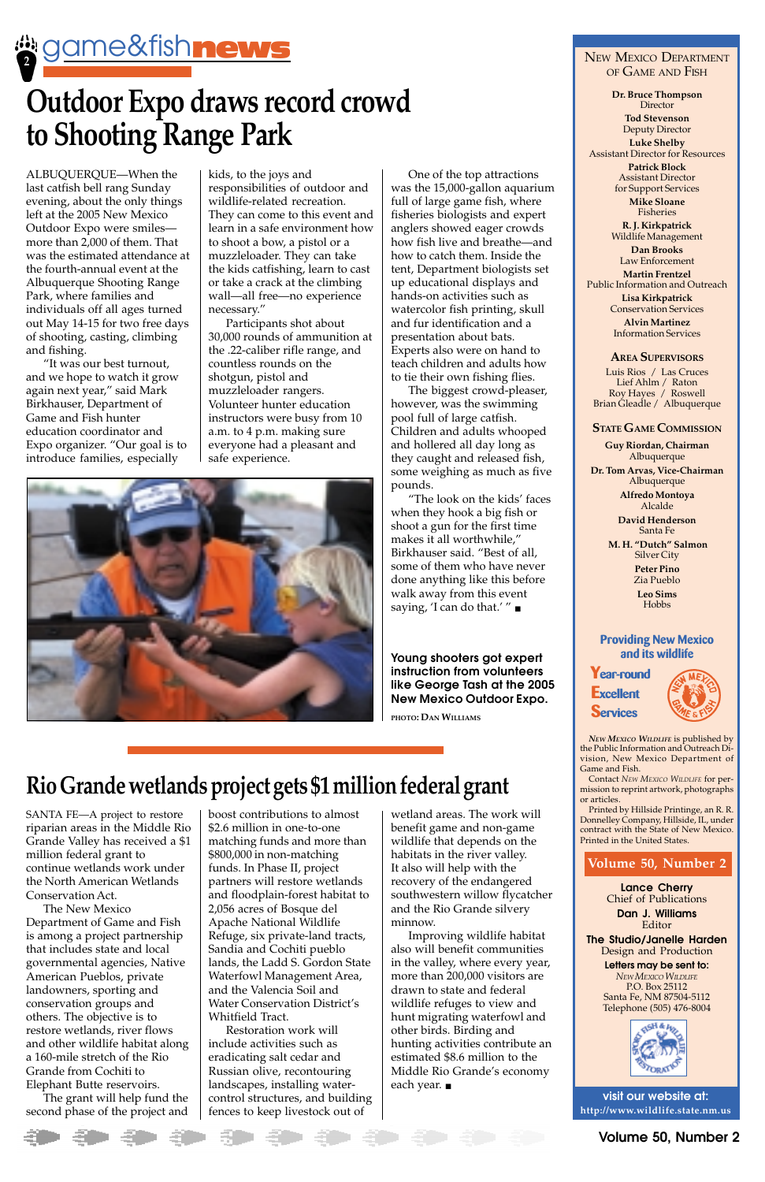# game&fish news

# Outdoor Expo draws record crowd to Shooting Range Park

ALBUQUERQUE—When the last catfish bell rang Sunday evening, about the only things left at the 2005 New Mexico Outdoor Expo were smiles—more than 2,000 of them. That was the estimated attendance at the fourth-annual event at the Albuquerque Shooting Range Park, where families and individuals off all ages turned out May 14-15 for two free days of shooting, casting, climbing and fishing.

"It was our best turnout, and we hope to watch it grow again next year," said Mark Birkhauser, Department of Game and Fish hunter education coordinator and Expo organizer. "Our goal is to introduce families, especially kids, to the joys and responsibilities of outdoor and wildlife-related recreation. They can come to this event and learn in a safe environment how to shoot a bow, a pistol or a muzzleloader. They can take the kids catfishing, learn to cast or take a crack at the climbing wall—all free—no experience necessary."

Participants shot about 30,000 rounds of ammunition at the .22-caliber rifle range, and countless rounds on the shotgun, pistol and muzzleloader rangers. Volunteer hunter education instructors were busy from 10 a.m. to 4 p.m. making sure everyone had a pleasant and safe experience.

One of the top attractions was the 15,000-gallon aquarium full of large game fish, where fisheries biologists and expert anglers showed eager crowds how fish live and breathe—and how to catch them. Inside the tent, Department biologists set up educational displays and hands-on activities such as watercolor fish printing, skull and fur identification and a presentation about bats. Experts also were on hand to teach children and adults how to tie their own fishing flies.

The biggest crowd-pleaser, however, was the swimming pool full of large catfish. Children and adults whooped and hollered all day long as they caught and released fish, some weighing as much as five pounds.

"The look on the kids' faces when they hook a big fish or shoot a gun for the first time makes it all worthwhile," Birkhauser said. "Best of all, some of them who have never done anything like this before walk away from this event saying, 'I can do that.' " ■

**Young shooters got expert instruction from volunteers like George Tash at the 2005 New Mexico Outdoor Expo.**

PHOTO: DAN WILLIAMS

# Rio Grande wetlands project gets $1 million federal grant

SANTA FE—A project to restore riparian areas in the Middle Rio Grande Valley has received a $1 million federal grant to continue wetlands work under the North American Wetlands Conservation Act.

The New Mexico Department of Game and Fish is among a project partnership that includes state and local governmental agencies, Native American Pueblos, private landowners, sporting and conservation groups and others. The objective is to restore wetlands, river flows and other wildlife habitat along a 160-mile stretch of the Rio Grande from Cochiti to Elephant Butte reservoirs.

The grant will help fund the second phase of the project and boost contributions to almost $2.6 million in one-to-one matching funds and more than $800,000 in non-matching funds. In Phase II, project partners will restore wetlands and floodplain-forest habitat to 2,056 acres of Bosque del Apache National Wildlife Refuge, six private-land tracts, Sandia and Cochiti pueblo lands, the Ladd S. Gordon State Waterfowl Management Area, and the Valencia Soil and Water Conservation District's Whitfield Tract.

Restoration work will include activities such as eradicating salt cedar and Russian olive, recontouring landscapes, installing water-control structures, and building fences to keep livestock out of wetland areas. The work will benefit game and non-game wildlife that depends on the habitats in the river valley. It also will help with the recovery of the endangered southwestern willow flycatcher and the Rio Grande silvery minnow.

Improving wildlife habitat also will benefit communities in the valley, where every year, more than 200,000 visitors are drawn to state and federal wildlife refuges to view and hunt migrating waterfowl and other birds. Birding and hunting activities contribute an estimated $8.6 million to the Middle Rio Grande's economy each year. ■

---

## New Mexico Department of Game and Fish

**Dr. Bruce Thompson**
Director

**Tod Stevenson**
Deputy Director

**Luke Shelby**
Assistant Director for Resources

**Patrick Block**
Assistant Director for Support Services

**Mike Sloane**
Fisheries

**R. J. Kirkpatrick**
Wildlife Management

**Dan Brooks**
Law Enforcement

**Martin Frentzel**
Public Information and Outreach

**Lisa Kirkpatrick**
Conservation Services

**Alvin Martinez**
Information Services

## Area Supervisors

Luis Rios / Las Cruces
Lief Ahlm / Raton
Roy Hayes / Roswell
Brian Gleadle / Albuquerque

## State Game Commission

**Guy Riordan, Chairman**
Albuquerque

**Dr. Tom Arvas, Vice-Chairman**
Albuquerque

**Alfredo Montoya**
Alcalde

**David Henderson**
Santa Fe

**M. H. "Dutch" Salmon**
Silver City

**Peter Pino**
Zia Pueblo

**Leo Sims**
Hobbs

**Providing New Mexico and its wildlife**
**Year-round Excellent Services**

*New Mexico Wildlife* is published by the Public Information and Outreach Division, New Mexico Department of Game and Fish.

Contact *New Mexico Wildlife* for permission to reprint artwork, photographs or articles.

Printed by Hillside Printings, an R. R. Donnelley Company, Hillside, IL, under contract with the State of New Mexico. Printed in the United States.

**Volume 50, Number 2**

**Lance Cherry**
Chief of Publications

**Dan J. Williams**
Editor

**The Studio/Janelle Harden**
Design and Production

**Letters may be sent to:**
*New Mexico Wildlife*
P.O. Box 25112
Santa Fe, NM 87504-5112
Telephone (505) 476-8004

**visit our website at:**
http://www.wildlife.state.nm.us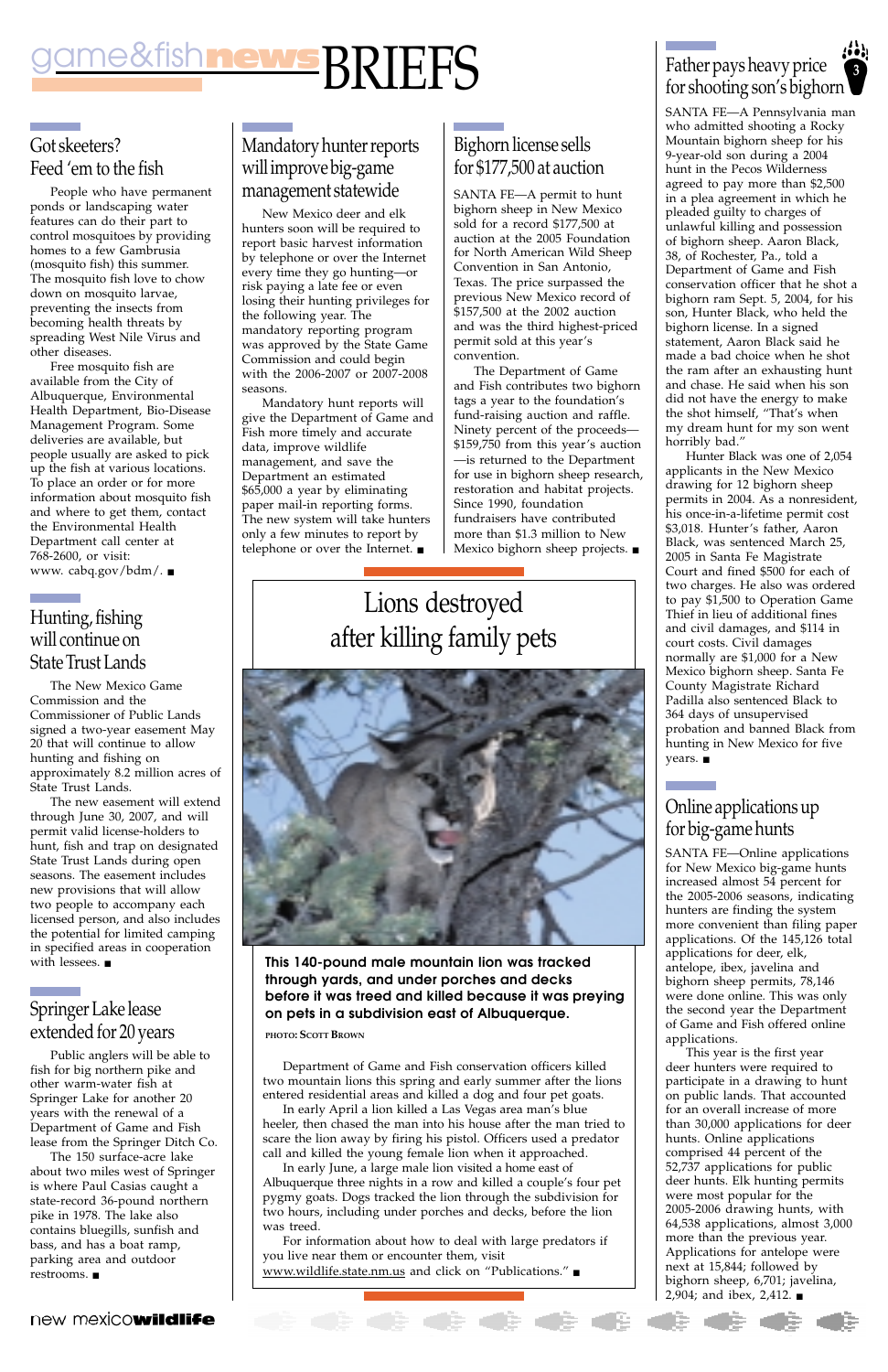# game&fish news BRIEFS

## Got skeeters? Feed 'em to the fish

People who have permanent ponds or landscaping water features can do their part to control mosquitoes by providing homes to a few Gambrusia (mosquito fish) this summer. The mosquito fish love to chow down on mosquito larvae, preventing the insects from becoming health threats by spreading West Nile Virus and other diseases.

Free mosquito fish are available from the City of Albuquerque, Environmental Health Department, Bio-Disease Management Program. Some deliveries are available, but people usually are asked to pick up the fish at various locations. To place an order or for more information about mosquito fish and where to get them, contact the Environmental Health Department call center at 768-2600, or visit: www. cabq.gov/bdm/. ■

## Hunting, fishing will continue on State Trust Lands

The New Mexico Game Commission and the Commissioner of Public Lands signed a two-year easement May 20 that will continue to allow hunting and fishing on approximately 8.2 million acres of State Trust Lands.

The new easement will extend through June 30, 2007, and will permit valid license-holders to hunt, fish and trap on designated State Trust Lands during open seasons. The easement includes new provisions that will allow two people to accompany each licensed person, and also includes the potential for limited camping in specified areas in cooperation with lessees. ■

## Springer Lake lease extended for 20 years

Public anglers will be able to fish for big northern pike and other warm-water fish at Springer Lake for another 20 years with the renewal of a Department of Game and Fish lease from the Springer Ditch Co.

The 150 surface-acre lake about two miles west of Springer is where Paul Casias caught a state-record 36-pound northern pike in 1978. The lake also contains bluegills, sunfish and bass, and has a boat ramp, parking area and outdoor restrooms. ■

## Mandatory hunter reports will improve big-game management statewide

New Mexico deer and elk hunters soon will be required to report basic harvest information by telephone or over the Internet every time they go hunting—or risk paying a late fee or even losing their hunting privileges for the following year. The mandatory reporting program was approved by the State Game Commission and could begin with the 2006-2007 or 2007-2008 seasons.

Mandatory hunt reports will give the Department of Game and Fish more timely and accurate data, improve wildlife management, and save the Department an estimated $65,000 a year by eliminating paper mail-in reporting forms. The new system will take hunters only a few minutes to report by telephone or over the Internet. ■

## Bighorn license sells for $177,500 at auction

SANTA FE—A permit to hunt bighorn sheep in New Mexico sold for a record $177,500 at auction at the 2005 Foundation for North American Wild Sheep Convention in San Antonio, Texas. The price surpassed the previous New Mexico record of $157,500 at the 2002 auction and was the third highest-priced permit sold at this year's convention.

The Department of Game and Fish contributes two bighorn tags a year to the foundation's fund-raising auction and raffle. Ninety percent of the proceeds—$159,750 from this year's auction—is returned to the Department for use in bighorn sheep research, restoration and habitat projects. Since 1990, foundation fundraisers have contributed more than $1.3 million to New Mexico bighorn sheep projects. ■

## Lions destroyed after killing family pets

**This 140-pound male mountain lion was tracked through yards, and under porches and decks before it was treed and killed because it was preying on pets in a subdivision east of Albuquerque.**

PHOTO: SCOTT BROWN

Department of Game and Fish conservation officers killed two mountain lions this spring and early summer after the lions entered residential areas and killed a dog and four pet goats.

In early April a lion killed a Las Vegas area man's blue heeler, then chased the man into his house after the man tried to scare the lion away by firing his pistol. Officers used a predator call and killed the young female lion when it approached.

In early June, a large male lion visited a home east of Albuquerque three nights in a row and killed a couple's four pet pygmy goats. Dogs tracked the lion through the subdivision for two hours, including under porches and decks, before the lion was treed.

For information about how to deal with large predators if you live near them or encounter them, visit www.wildlife.state.nm.us and click on "Publications." ■

## Father pays heavy price for shooting son's bighorn

SANTA FE—A Pennsylvania man who admitted shooting a Rocky Mountain bighorn sheep for his 9-year-old son during a 2004 hunt in the Pecos Wilderness agreed to pay more than $2,500 in a plea agreement in which he pleaded guilty to charges of unlawful killing and possession of bighorn sheep. Aaron Black, 38, of Rochester, Pa., told a Department of Game and Fish conservation officer that he shot a bighorn ram Sept. 5, 2004, for his son, Hunter Black, who held the bighorn license. In a signed statement, Aaron Black said he made a bad choice when he shot the ram after an exhausting hunt and chase. He said when his son did not have the energy to make the shot himself, "That's when my dream hunt for my son went horribly bad."

Hunter Black was one of 2,054 applicants in the New Mexico drawing for 12 bighorn sheep permits in 2004. As a nonresident, his once-in-a-lifetime permit cost $3,018. Hunter's father, Aaron Black, was sentenced March 25, 2005 in Santa Fe Magistrate Court and fined $500 for each of two charges. He also was ordered to pay $1,500 to Operation Game Thief in lieu of additional fines and civil damages, and $114 in court costs. Civil damages normally are $1,000 for a New Mexico bighorn sheep. Santa Fe County Magistrate Richard Padilla also sentenced Black to 364 days of unsupervised probation and banned Black from hunting in New Mexico for five years. ■

## Online applications up for big-game hunts

SANTA FE—Online applications for New Mexico big-game hunts increased almost 54 percent for the 2005-2006 seasons, indicating hunters are finding the system more convenient than filing paper applications. Of the 145,126 total applications for deer, elk, antelope, ibex, javelina and bighorn sheep permits, 78,146 were done online. This was only the second year the Department of Game and Fish offered online applications.

This year is the first year deer hunters were required to participate in a drawing to hunt on public lands. That accounted for an overall increase of more than 30,000 applications for deer hunts. Online applications comprised 44 percent of the 52,737 applications for public deer hunts. Elk hunting permits were most popular for the 2005-2006 drawing hunts, with 64,538 applications, almost 3,000 more than the previous year. Applications for antelope were next at 15,844; followed by bighorn sheep, 6,701; javelina, 2,904; and ibex, 2,412. ■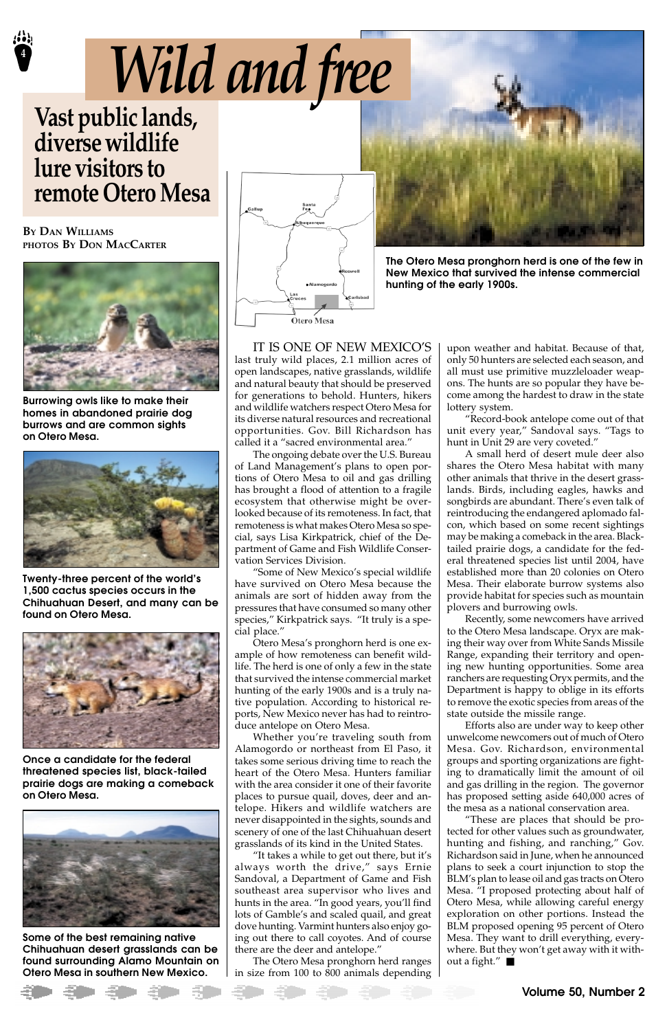# Wild and free

## Vast public lands, diverse wildlife lure visitors to remote Otero Mesa

**By Dan Williams**
**photos By Don MacCarter**

Burrowing owls like to make their homes in abandoned prairie dog burrows and are common sights on Otero Mesa.

Twenty-three percent of the world's 1,500 cactus species occurs in the Chihuahuan Desert, and many can be found on Otero Mesa.

Once a candidate for the federal threatened species list, black-tailed prairie dogs are making a comeback on Otero Mesa.

Some of the best remaining native Chihuahuan desert grasslands can be found surrounding Alamo Mountain on Otero Mesa in southern New Mexico.

The Otero Mesa pronghorn herd is one of the few in New Mexico that survived the intense commercial hunting of the early 1900s.

Gallup, Santa Fe, Albuquerque, Roswell, Alamogordo, Las Cruces, Carlsbad, Otero Mesa

IT IS ONE OF NEW MEXICO'S last truly wild places, 2.1 million acres of open landscapes, native grasslands, wildlife and natural beauty that should be preserved for generations to behold. Hunters, hikers and wildlife watchers respect Otero Mesa for its diverse natural resources and recreational opportunities. Gov. Bill Richardson has called it a "sacred environmental area."

The ongoing debate over the U.S. Bureau of Land Management's plans to open portions of Otero Mesa to oil and gas drilling has brought a flood of attention to a fragile ecosystem that otherwise might be overlooked because of its remoteness. In fact, that remoteness is what makes Otero Mesa so special, says Lisa Kirkpatrick, chief of the Department of Game and Fish Wildlife Conservation Services Division.

"Some of New Mexico's special wildlife have survived on Otero Mesa because the animals are sort of hidden away from the pressures that have consumed so many other species," Kirkpatrick says. "It truly is a special place."

Otero Mesa's pronghorn herd is one example of how remoteness can benefit wildlife. The herd is one of only a few in the state that survived the intense commercial market hunting of the early 1900s and is a truly native population. According to historical reports, New Mexico never has had to reintroduce antelope on Otero Mesa.

Whether you're traveling south from Alamogordo or northeast from El Paso, it takes some serious driving time to reach the heart of the Otero Mesa. Hunters familiar with the area consider it one of their favorite places to pursue quail, doves, deer and antelope. Hikers and wildlife watchers are never disappointed in the sights, sounds and scenery of one of the last Chihuahuan desert grasslands of its kind in the United States.

"It takes a while to get out there, but it's always worth the drive," says Ernie Sandoval, a Department of Game and Fish southeast area supervisor who lives and hunts in the area. "In good years, you'll find lots of Gamble's and scaled quail, and great dove hunting. Varmint hunters also enjoy going out there to call coyotes. And of course there are the deer and antelope."

The Otero Mesa pronghorn herd ranges in size from 100 to 800 animals depending upon weather and habitat. Because of that, only 50 hunters are selected each season, and all must use primitive muzzleloader weapons. The hunts are so popular they have become among the hardest to draw in the state lottery system.

"Record-book antelope come out of that unit every year," Sandoval says. "Tags to hunt in Unit 29 are very coveted."

A small herd of desert mule deer also shares the Otero Mesa habitat with many other animals that thrive in the desert grasslands. Birds, including eagles, hawks and songbirds are abundant. There's even talk of reintroducing the endangered aplomado falcon, which based on some recent sightings may be making a comeback in the area. Black-tailed prairie dogs, a candidate for the federal threatened species list until 2004, have established more than 20 colonies on Otero Mesa. Their elaborate burrow systems also provide habitat for species such as mountain plovers and burrowing owls.

Recently, some newcomers have arrived to the Otero Mesa landscape. Oryx are making their way over from White Sands Missile Range, expanding their territory and opening new hunting opportunities. Some area ranchers are requesting Oryx permits, and the Department is happy to oblige in its efforts to remove the exotic species from areas of the state outside the missile range.

Efforts also are under way to keep other unwelcome newcomers out of much of Otero Mesa. Gov. Richardson, environmental groups and sporting organizations are fighting to dramatically limit the amount of oil and gas drilling in the region. The governor has proposed setting aside 640,000 acres of the mesa as a national conservation area.

"These are places that should be protected for other values such as groundwater, hunting and fishing, and ranching," Gov. Richardson said in June, when he announced plans to seek a court injunction to stop the BLM's plan to lease oil and gas tracts on Otero Mesa. "I proposed protecting about half of Otero Mesa, while allowing careful energy exploration on other portions. Instead the BLM proposed opening 95 percent of Otero Mesa. They want to drill everything, everywhere. But they won't get away with it without a fight." ■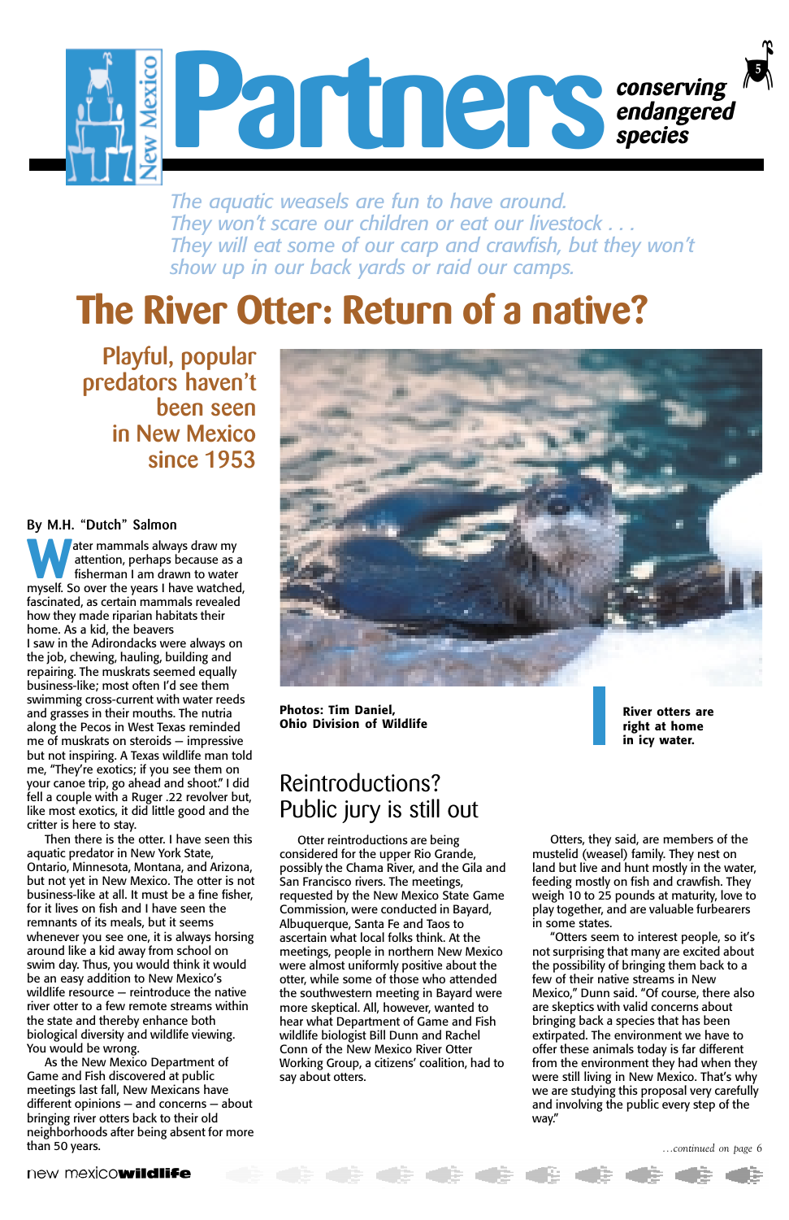# Partners

*conserving endangered species*

*The aquatic weasels are fun to have around. They won't scare our children or eat our livestock . . . They will eat some of our carp and crawfish, but they won't show up in our back yards or raid our camps.*

# The River Otter: Return of a native?

## Playful, popular predators haven't been seen in New Mexico since 1953

**By M.H. "Dutch" Salmon**

Water mammals always draw my attention, perhaps because as a fisherman I am drawn to water myself. So over the years I have watched, fascinated, as certain mammals revealed how they made riparian habitats their home. As a kid, the beavers I saw in the Adirondacks were always on the job, chewing, hauling, building and repairing. The muskrats seemed equally business-like; most often I'd see them swimming cross-current with water reeds and grasses in their mouths. The nutria along the Pecos in West Texas reminded me of muskrats on steroids — impressive but not inspiring. A Texas wildlife man told me, "They're exotics; if you see them on your canoe trip, go ahead and shoot." I did fell a couple with a Ruger .22 revolver but, like most exotics, it did little good and the critter is here to stay.

Then there is the otter. I have seen this aquatic predator in New York State, Ontario, Minnesota, Montana, and Arizona, but not yet in New Mexico. The otter is not business-like at all. It must be a fine fisher, for it lives on fish and I have seen the remnants of its meals, but it seems whenever you see one, it is always horsing around like a kid away from school on swim day. Thus, you would think it would be an easy addition to New Mexico's wildlife resource — reintroduce the native river otter to a few remote streams within the state and thereby enhance both biological diversity and wildlife viewing. You would be wrong.

As the New Mexico Department of Game and Fish discovered at public meetings last fall, New Mexicans have different opinions — and concerns — about bringing river otters back to their old neighborhoods after being absent for more than 50 years.

**Photos: Tim Daniel, Ohio Division of Wildlife**

**River otters are right at home in icy water.**

## Reintroductions? Public jury is still out

Otter reintroductions are being considered for the upper Rio Grande, possibly the Chama River, and the Gila and San Francisco rivers. The meetings, requested by the New Mexico State Game Commission, were conducted in Bayard, Albuquerque, Santa Fe and Taos to ascertain what local folks think. At the meetings, people in northern New Mexico were almost uniformly positive about the otter, while some of those who attended the southwestern meeting in Bayard were more skeptical. All, however, wanted to hear what Department of Game and Fish wildlife biologist Bill Dunn and Rachel Conn of the New Mexico River Otter Working Group, a citizens' coalition, had to say about otters.

Otters, they said, are members of the mustelid (weasel) family. They nest on land but live and hunt mostly in the water, feeding mostly on fish and crawfish. They weigh 10 to 25 pounds at maturity, love to play together, and are valuable furbearers in some states.

"Otters seem to interest people, so it's not surprising that many are excited about the possibility of bringing them back to a few of their native streams in New Mexico," Dunn said. "Of course, there also are skeptics with valid concerns about bringing back a species that has been extirpated. The environment we have to offer these animals today is far different from the environment they had when they were still living in New Mexico. That's why we are studying this proposal very carefully and involving the public every step of the way."

*...continued on page 6*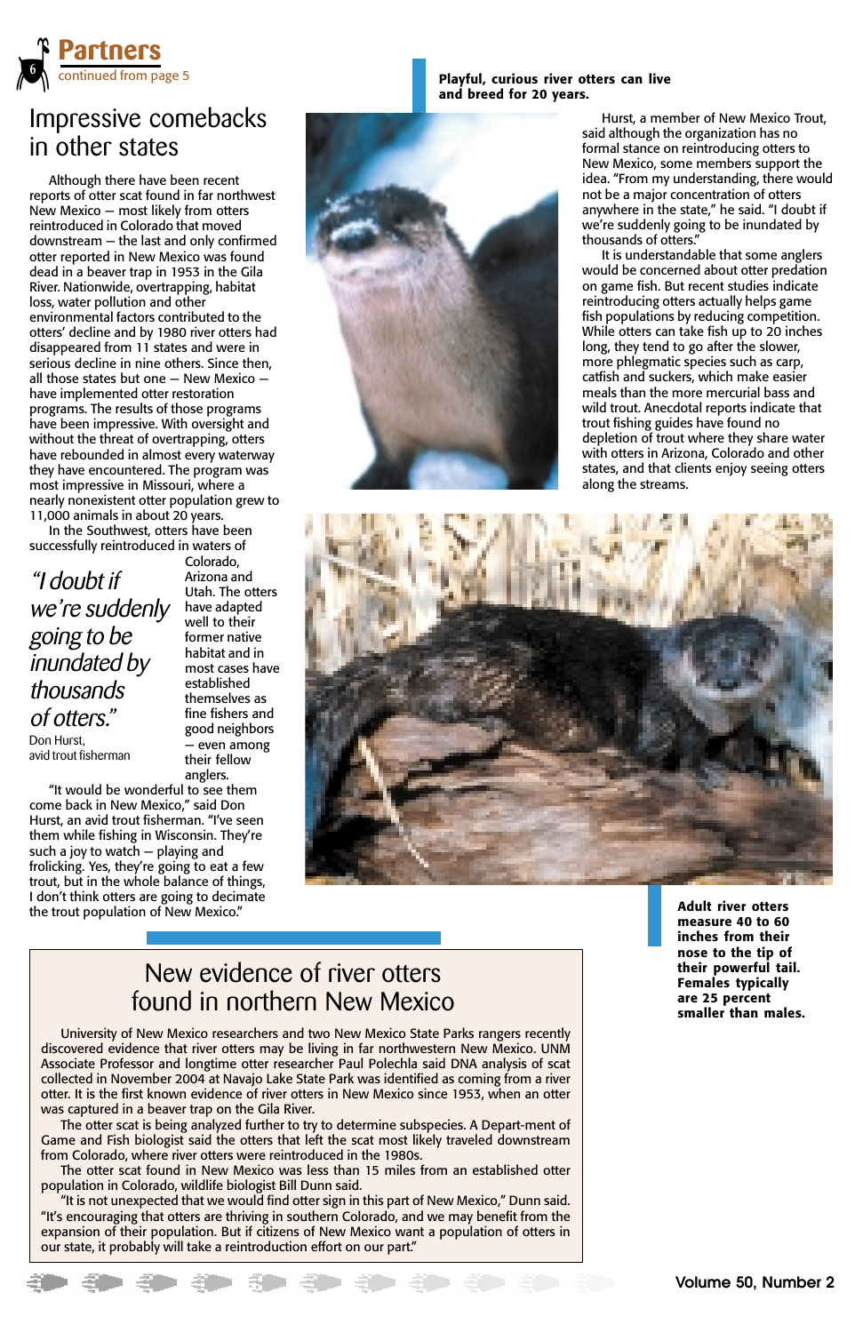**Partners**
continued from page 5

# Impressive comebacks in other states

Although there have been recent reports of otter scat found in far northwest New Mexico — most likely from otters reintroduced in Colorado that moved downstream — the last and only confirmed otter reported in New Mexico was found dead in a beaver trap in 1953 in the Gila River. Nationwide, overtrapping, habitat loss, water pollution and other environmental factors contributed to the otters' decline and by 1980 river otters had disappeared from 11 states and were in serious decline in nine others. Since then, all those states but one — New Mexico — have implemented otter restoration programs. The results of those programs have been impressive. With oversight and without the threat of overtrapping, otters have rebounded in almost every waterway they have encountered. The program was most impressive in Missouri, where a nearly nonexistent otter population grew to 11,000 animals in about 20 years.

In the Southwest, otters have been successfully reintroduced in waters of Colorado, Arizona and Utah. The otters have adapted well to their former native habitat and in most cases have established themselves as fine fishers and good neighbors — even among their fellow anglers.

> *"I doubt if we're suddenly going to be inundated by thousands of otters."*
> Don Hurst, avid trout fisherman

"It would be wonderful to see them come back in New Mexico," said Don Hurst, an avid trout fisherman. "I've seen them while fishing in Wisconsin. They're such a joy to watch — playing and frolicking. Yes, they're going to eat a few trout, but in the whole balance of things, I don't think otters are going to decimate the trout population of New Mexico."

**Playful, curious river otters can live and breed for 20 years.**

Hurst, a member of New Mexico Trout, said although the organization has no formal stance on reintroducing otters to New Mexico, some members support the idea. "From my understanding, there would not be a major concentration of otters anywhere in the state," he said. "I doubt if we're suddenly going to be inundated by thousands of otters."

It is understandable that some anglers would be concerned about otter predation on game fish. But recent studies indicate reintroducing otters actually helps game fish populations by reducing competition. While otters can take fish up to 20 inches long, they tend to go after the slower, more phlegmatic species such as carp, catfish and suckers, which make easier meals than the more mercurial bass and wild trout. Anecdotal reports indicate that trout fishing guides have found no depletion of trout where they share water with otters in Arizona, Colorado and other states, and that clients enjoy seeing otters along the streams.

**Adult river otters measure 40 to 60 inches from their nose to the tip of their powerful tail. Females typically are 25 percent smaller than males.**

## New evidence of river otters found in northern New Mexico

University of New Mexico researchers and two New Mexico State Parks rangers recently discovered evidence that river otters may be living in far northwestern New Mexico. UNM Associate Professor and longtime otter researcher Paul Polechla said DNA analysis of scat collected in November 2004 at Navajo Lake State Park was identified as coming from a river otter. It is the first known evidence of river otters in New Mexico since 1953, when an otter was captured in a beaver trap on the Gila River.

The otter scat is being analyzed further to try to determine subspecies. A Depart-ment of Game and Fish biologist said the otters that left the scat most likely traveled downstream from Colorado, where river otters were reintroduced in the 1980s.

The otter scat found in New Mexico was less than 15 miles from an established otter population in Colorado, wildlife biologist Bill Dunn said.

"It is not unexpected that we would find otter sign in this part of New Mexico," Dunn said. "It's encouraging that otters are thriving in southern Colorado, and we may benefit from the expansion of their population. But if citizens of New Mexico want a population of otters in our state, it probably will take a reintroduction effort on our part."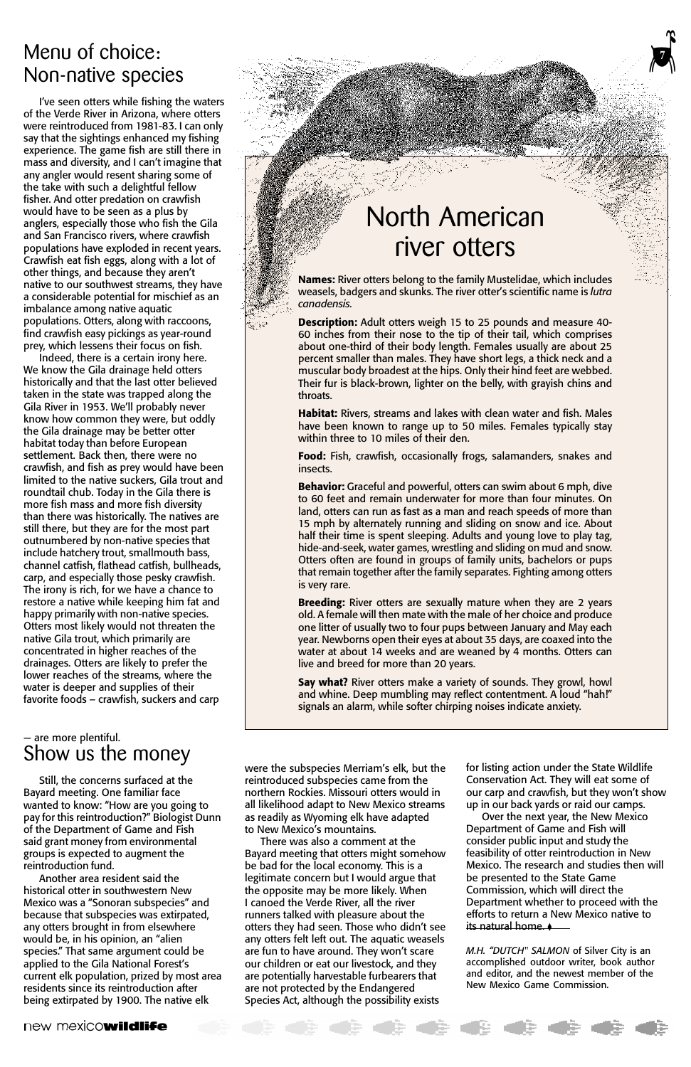## Menu of choice: Non-native species

I've seen otters while fishing the waters of the Verde River in Arizona, where otters were reintroduced from 1981-83. I can only say that the sightings enhanced my fishing experience. The game fish are still there in mass and diversity, and I can't imagine that any angler would resent sharing some of the take with such a delightful fellow fisher. And otter predation on crawfish would have to be seen as a plus by anglers, especially those who fish the Gila and San Francisco rivers, where crawfish populations have exploded in recent years. Crawfish eat fish eggs, along with a lot of other things, and because they aren't native to our southwest streams, they have a considerable potential for mischief as an imbalance among native aquatic populations. Otters, along with raccoons, find crawfish easy pickings as year-round prey, which lessens their focus on fish.

Indeed, there is a certain irony here. We know the Gila drainage held otters historically and that the last otter believed taken in the state was trapped along the Gila River in 1953. We'll probably never know how common they were, but oddly the Gila drainage may be better otter habitat today than before European settlement. Back then, there were no crawfish, and fish as prey would have been limited to the native suckers, Gila trout and roundtail chub. Today in the Gila there is more fish mass and more fish diversity than there was historically. The natives are still there, but they are for the most part outnumbered by non-native species that include hatchery trout, smallmouth bass, channel catfish, flathead catfish, bullheads, carp, and especially those pesky crawfish. The irony is rich, for we have a chance to restore a native while keeping him fat and happy primarily with non-native species. Otters most likely would not threaten the native Gila trout, which primarily are concentrated in higher reaches of the drainages. Otters are likely to prefer the lower reaches of the streams, where the water is deeper and supplies of their favorite foods – crawfish, suckers and carp – are more plentiful.

## Show us the money

Still, the concerns surfaced at the Bayard meeting. One familiar face wanted to know: "How are you going to pay for this reintroduction?" Biologist Dunn of the Department of Game and Fish said grant money from environmental groups is expected to augment the reintroduction fund.

Another area resident said the historical otter in southwestern New Mexico was a "Sonoran subspecies" and because that subspecies was extirpated, any otters brought in from elsewhere would be, in his opinion, an "alien species." That same argument could be applied to the Gila National Forest's current elk population, prized by most area residents since its reintroduction after being extirpated by 1900. The native elk were the subspecies Merriam's elk, but the reintroduced subspecies came from the northern Rockies. Missouri otters would in all likelihood adapt to New Mexico streams as readily as Wyoming elk have adapted to New Mexico's mountains.

There was also a comment at the Bayard meeting that otters might somehow be bad for the local economy. This is a legitimate concern but I would argue that the opposite may be more likely. When I canoed the Verde River, all the river runners talked with pleasure about the otters they had seen. Those who didn't see any otters felt left out. The aquatic weasels are fun to have around. They won't scare our children or eat our livestock, and they are potentially harvestable furbearers that are not protected by the Endangered Species Act, although the possibility exists for listing action under the State Wildlife Conservation Act. They will eat some of our carp and crawfish, but they won't show up in our back yards or raid our camps.

Over the next year, the New Mexico Department of Game and Fish will consider public input and study the feasibility of otter reintroduction in New Mexico. The research and studies then will be presented to the State Game Commission, which will direct the Department whether to proceed with the efforts to return a New Mexico native to its natural home.

*M.H. "DUTCH" SALMON* of Silver City is an accomplished outdoor writer, book author and editor, and the newest member of the New Mexico Game Commission.

## North American river otters

**Names:** River otters belong to the family Mustelidae, which includes weasels, badgers and skunks. The river otter's scientific name is *lutra canadensis.*

**Description:** Adult otters weigh 15 to 25 pounds and measure 40-60 inches from their nose to the tip of their tail, which comprises about one-third of their body length. Females usually are about 25 percent smaller than males. They have short legs, a thick neck and a muscular body broadest at the hips. Only their hind feet are webbed. Their fur is black-brown, lighter on the belly, with grayish chins and throats.

**Habitat:** Rivers, streams and lakes with clean water and fish. Males have been known to range up to 50 miles. Females typically stay within three to 10 miles of their den.

**Food:** Fish, crawfish, occasionally frogs, salamanders, snakes and insects.

**Behavior:** Graceful and powerful, otters can swim about 6 mph, dive to 60 feet and remain underwater for more than four minutes. On land, otters can run as fast as a man and reach speeds of more than 15 mph by alternately running and sliding on snow and ice. About half their time is spent sleeping. Adults and young love to play tag, hide-and-seek, water games, wrestling and sliding on mud and snow. Otters often are found in groups of family units, bachelors or pups that remain together after the family separates. Fighting among otters is very rare.

**Breeding:** River otters are sexually mature when they are 2 years old. A female will then mate with the male of her choice and produce one litter of usually two to four pups between January and May each year. Newborns open their eyes at about 35 days, are coaxed into the water at about 14 weeks and are weaned by 4 months. Otters can live and breed for more than 20 years.

**Say what?** River otters make a variety of sounds. They growl, howl and whine. Deep mumbling may reflect contentment. A loud "hah!" signals an alarm, while softer chirping noises indicate anxiety.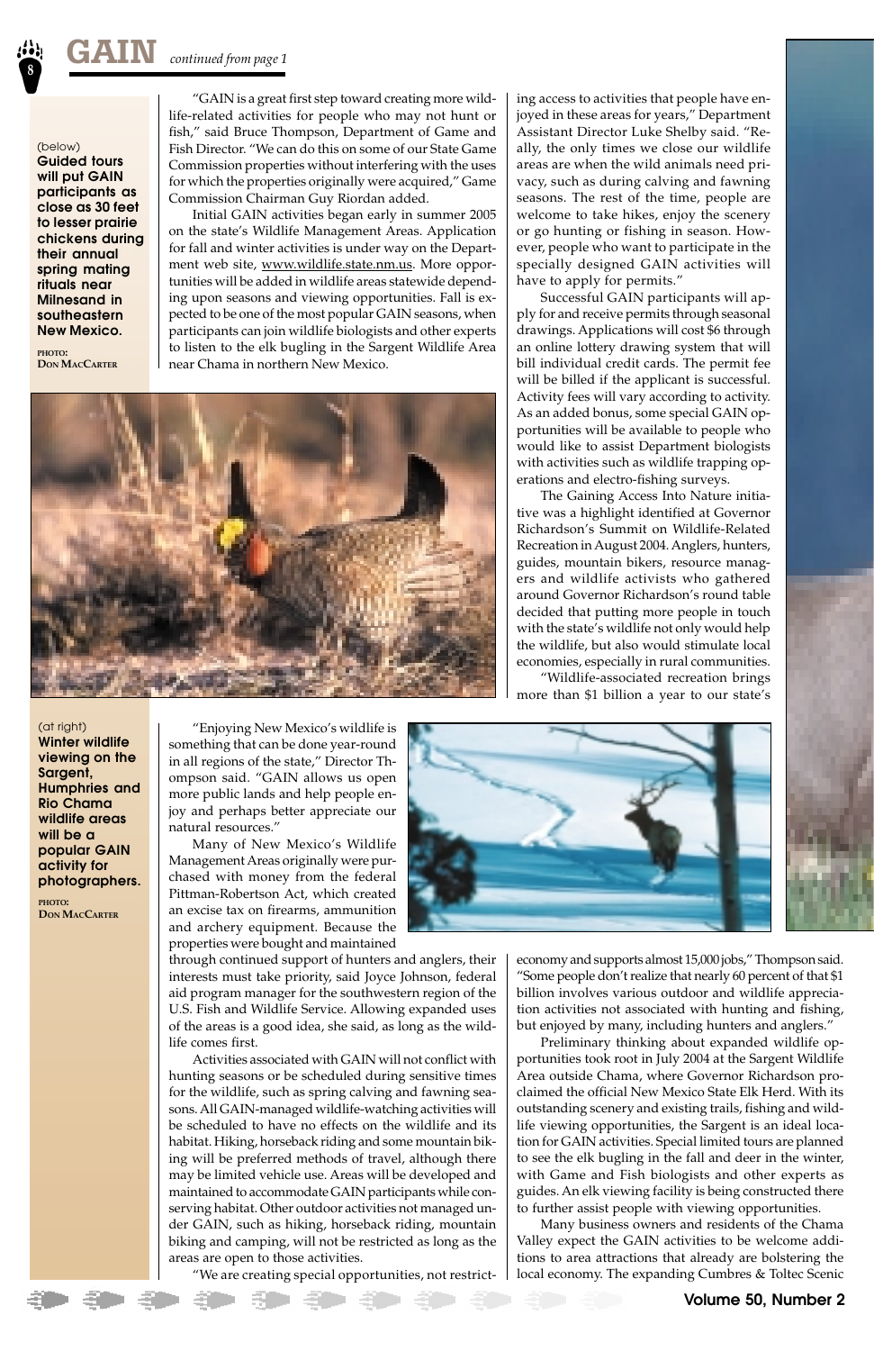# GAIN *continued from page 1*

(below)
**Guided tours will put GAIN participants as close as 30 feet to lesser prairie chickens during their annual spring mating rituals near Milnesand in southeastern New Mexico.**

PHOTO: DON MACCARTER

"GAIN is a great first step toward creating more wildlife-related activities for people who may not hunt or fish," said Bruce Thompson, Department of Game and Fish Director. "We can do this on some of our State Game Commission properties without interfering with the uses for which the properties originally were acquired," Game Commission Chairman Guy Riordan added.

Initial GAIN activities began early in summer 2005 on the state's Wildlife Management Areas. Application for fall and winter activities is under way on the Department web site, www.wildlife.state.nm.us. More opportunities will be added in wildlife areas statewide depending upon seasons and viewing opportunities. Fall is expected to be one of the most popular GAIN seasons, when participants can join wildlife biologists and other experts to listen to the elk bugling in the Sargent Wildlife Area near Chama in northern New Mexico.

(at right)
**Winter wildlife viewing on the Sargent, Humphries and Rio Chama wildlife areas will be a popular GAIN activity for photographers.**

PHOTO: DON MACCARTER

"Enjoying New Mexico's wildlife is something that can be done year-round in all regions of the state," Director Thompson said. "GAIN allows us open more public lands and help people enjoy and perhaps better appreciate our natural resources."

Many of New Mexico's Wildlife Management Areas originally were purchased with money from the federal Pittman-Robertson Act, which created an excise tax on firearms, ammunition and archery equipment. Because the properties were bought and maintained through continued support of hunters and anglers, their interests must take priority, said Joyce Johnson, federal aid program manager for the southwestern region of the U.S. Fish and Wildlife Service. Allowing expanded uses of the areas is a good idea, she said, as long as the wildlife comes first.

Activities associated with GAIN will not conflict with hunting seasons or be scheduled during sensitive times for the wildlife, such as spring calving and fawning seasons. All GAIN-managed wildlife-watching activities will be scheduled to have no effects on the wildlife and its habitat. Hiking, horseback riding and some mountain biking will be preferred methods of travel, although there may be limited vehicle use. Areas will be developed and maintained to accommodate GAIN participants while conserving habitat. Other outdoor activities not managed under GAIN, such as hiking, horseback riding, mountain biking and camping, will not be restricted as long as the areas are open to those activities.

"We are creating special opportunities, not restricting access to activities that people have enjoyed in these areas for years," Department Assistant Director Luke Shelby said. "Really, the only times we close our wildlife areas are when the wild animals need privacy, such as during calving and fawning seasons. The rest of the time, people are welcome to take hikes, enjoy the scenery or go hunting or fishing in season. However, people who want to participate in the specially designed GAIN activities will have to apply for permits."

Successful GAIN participants will apply for and receive permits through seasonal drawings. Applications will cost $6 through an online lottery drawing system that will bill individual credit cards. The permit fee will be billed if the applicant is successful. Activity fees will vary according to activity. As an added bonus, some special GAIN opportunities will be available to people who would like to assist Department biologists with activities such as wildlife trapping operations and electro-fishing surveys.

The Gaining Access Into Nature initiative was a highlight identified at Governor Richardson's Summit on Wildlife-Related Recreation in August 2004. Anglers, hunters, guides, mountain bikers, resource managers and wildlife activists who gathered around Governor Richardson's round table decided that putting more people in touch with the state's wildlife not only would help the wildlife, but also would stimulate local economies, especially in rural communities.

"Wildlife-associated recreation brings more than $1 billion a year to our state's economy and supports almost 15,000 jobs," Thompson said. "Some people don't realize that nearly 60 percent of that $1 billion involves various outdoor and wildlife appreciation activities not associated with hunting and fishing, but enjoyed by many, including hunters and anglers."

Preliminary thinking about expanded wildlife opportunities took root in July 2004 at the Sargent Wildlife Area outside Chama, where Governor Richardson proclaimed the official New Mexico State Elk Herd. With its outstanding scenery and existing trails, fishing and wildlife viewing opportunities, the Sargent is an ideal location for GAIN activities. Special limited tours are planned to see the elk bugling in the fall and deer in the winter, with Game and Fish biologists and other experts as guides. An elk viewing facility is being constructed there to further assist people with viewing opportunities.

Many business owners and residents of the Chama Valley expect the GAIN activities to be welcome additions to area attractions that already are bolstering the local economy. The expanding Cumbres & Toltec Scenic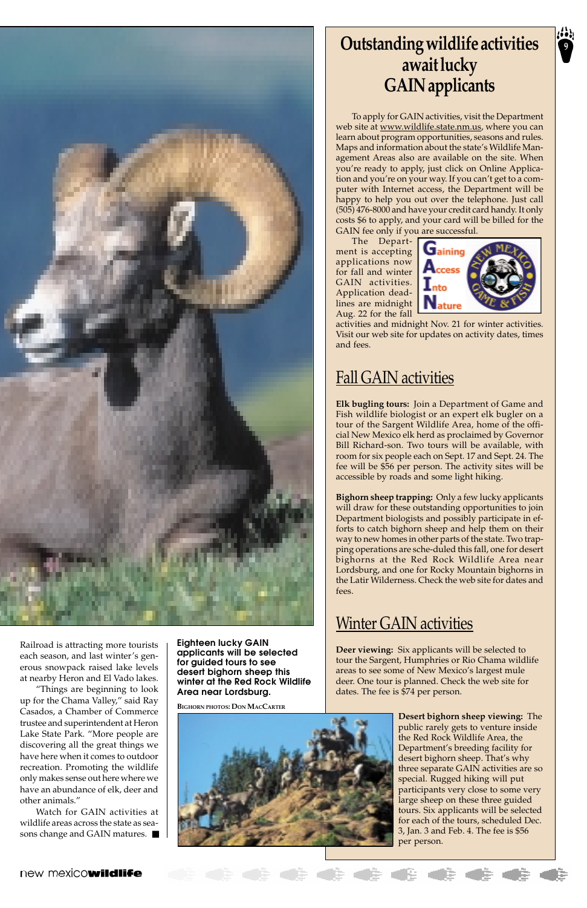Railroad is attracting more tourists each season, and last winter's generous snowpack raised lake levels at nearby Heron and El Vado lakes.

"Things are beginning to look up for the Chama Valley," said Ray Casados, a Chamber of Commerce trustee and superintendent at Heron Lake State Park. "More people are discovering all the great things we have here when it comes to outdoor recreation. Promoting the wildlife only makes sense out here where we have an abundance of elk, deer and other animals."

Watch for GAIN activities at wildlife areas across the state as seasons change and GAIN matures. ■

**Eighteen lucky GAIN applicants will be selected for guided tours to see desert bighorn sheep this winter at the Red Rock Wildlife Area near Lordsburg.**

BIGHORN PHOTOS: DON MACCARTER

# Outstanding wildlife activities await lucky GAIN applicants

To apply for GAIN activities, visit the Department web site at www.wildlife.state.nm.us, where you can learn about program opportunities, seasons and rules. Maps and information about the state's Wildlife Management Areas also are available on the site. When you're ready to apply, just click on Online Application and you're on your way. If you can't get to a computer with Internet access, the Department will be happy to help you out over the telephone. Just call (505) 476-8000 and have your credit card handy. It only costs $6 to apply, and your card will be billed for the GAIN fee only if you are successful.

**G**aining **A**ccess **I**nto **N**ature — New Mexico Game & Fish

The Department is accepting applications now for fall and winter GAIN activities. Application deadlines are midnight Aug. 22 for the fall activities and midnight Nov. 21 for winter activities. Visit our web site for updates on activity dates, times and fees.

## Fall GAIN activities

**Elk bugling tours:** Join a Department of Game and Fish wildlife biologist or an expert elk bugler on a tour of the Sargent Wildlife Area, home of the official New Mexico elk herd as proclaimed by Governor Bill Richard-son. Two tours will be available, with room for six people each on Sept. 17 and Sept. 24. The fee will be $56 per person. The activity sites will be accessible by roads and some light hiking.

**Bighorn sheep trapping:** Only a few lucky applicants will draw for these outstanding opportunities to join Department biologists and possibly participate in efforts to catch bighorn sheep and help them on their way to new homes in other parts of the state. Two trapping operations are sche-duled this fall, one for desert bighorns at the Red Rock Wildlife Area near Lordsburg, and one for Rocky Mountain bighorns in the Latir Wilderness. Check the web site for dates and fees.

## Winter GAIN activities

**Deer viewing:** Six applicants will be selected to tour the Sargent, Humphries or Rio Chama wildlife areas to see some of New Mexico's largest mule deer. One tour is planned. Check the web site for dates. The fee is $74 per person.

**Desert bighorn sheep viewing:** The public rarely gets to venture inside the Red Rock Wildlife Area, the Department's breeding facility for desert bighorn sheep. That's why three separate GAIN activities are so special. Rugged hiking will put participants very close to some very large sheep on these three guided tours. Six applicants will be selected for each of the tours, scheduled Dec. 3, Jan. 3 and Feb. 4. The fee is $56 per person.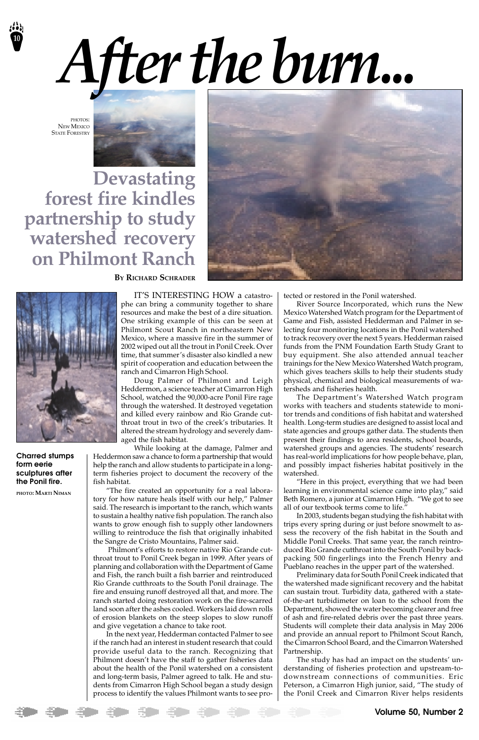# After the burn...

PHOTOS: NEW MEXICO STATE FORESTRY

## Devastating forest fire kindles partnership to study watershed recovery on Philmont Ranch

**BY RICHARD SCHRADER**

**Charred stumps form eerie sculptures after the Ponil fire.**

PHOTO: MARTI NIMAN

IT'S INTERESTING HOW a catastrophe can bring a community together to share resources and make the best of a dire situation. One striking example of this can be seen at Philmont Scout Ranch in northeastern New Mexico, where a massive fire in the summer of 2002 wiped out all the trout in Ponil Creek. Over time, that summer's disaster also kindled a new spirit of cooperation and education between the ranch and Cimarron High School.

Doug Palmer of Philmont and Leigh Heddermon, a science teacher at Cimarron High School, watched the 90,000-acre Ponil Fire rage through the watershed. It destroyed vegetation and killed every rainbow and Rio Grande cutthroat trout in two of the creek's tributaries. It altered the stream hydrology and severely damaged the fish habitat.

While looking at the damage, Palmer and Heddermon saw a chance to form a partnership that would help the ranch and allow students to participate in a long-term fisheries project to document the recovery of the fish habitat.

"The fire created an opportunity for a real laboratory for how nature heals itself with our help," Palmer said. The research is important to the ranch, which wants to sustain a healthy native fish population. The ranch also wants to grow enough fish to supply other landowners willing to reintroduce the fish that originally inhabited the Sangre de Cristo Mountains, Palmer said.

Philmont's efforts to restore native Rio Grande cutthroat trout to Ponil Creek began in 1999. After years of planning and collaboration with the Department of Game and Fish, the ranch built a fish barrier and reintroduced Rio Grande cutthroats to the South Ponil drainage. The fire and ensuing runoff destroyed all that, and more. The ranch started doing restoration work on the fire-scarred land soon after the ashes cooled. Workers laid down rolls of erosion blankets on the steep slopes to slow runoff and give vegetation a chance to take root.

In the next year, Hedderman contacted Palmer to see if the ranch had an interest in student research that could provide useful data to the ranch. Recognizing that Philmont doesn't have the staff to gather fisheries data about the health of the Ponil watershed on a consistent and long-term basis, Palmer agreed to talk. He and students from Cimarron High School began a study design process to identify the values Philmont wants to see protected or restored in the Ponil watershed.

River Source Incorporated, which runs the New Mexico Watershed Watch program for the Department of Game and Fish, assisted Hedderman and Palmer in selecting four monitoring locations in the Ponil watershed to track recovery over the next 5 years. Hedderman raised funds from the PNM Foundation Earth Study Grant to buy equipment. She also attended annual teacher trainings for the New Mexico Watershed Watch program, which gives teachers skills to help their students study physical, chemical and biological measurements of watersheds and fisheries health.

The Department's Watershed Watch program works with teachers and students statewide to monitor trends and conditions of fish habitat and watershed health. Long-term studies are designed to assist local and state agencies and groups gather data. The students then present their findings to area residents, school boards, watershed groups and agencies. The students' research has real-world implications for how people behave, plan, and possibly impact fisheries habitat positively in the watershed.

"Here in this project, everything that we had been learning in environmental science came into play," said Beth Romero, a junior at Cimarron High. "We got to see all of our textbook terms come to life."

In 2003, students began studying the fish habitat with trips every spring during or just before snowmelt to assess the recovery of the fish habitat in the South and Middle Ponil Creeks. That same year, the ranch reintroduced Rio Grande cutthroat into the South Ponil by backpacking 500 fingerlings into the French Henry and Pueblano reaches in the upper part of the watershed.

Preliminary data for South Ponil Creek indicated that the watershed made significant recovery and the habitat can sustain trout. Turbidity data, gathered with a state-of-the-art turbidimeter on loan to the school from the Department, showed the water becoming clearer and free of ash and fire-related debris over the past three years. Students will complete their data analysis in May 2006 and provide an annual report to Philmont Scout Ranch, the Cimarron School Board, and the Cimarron Watershed Partnership.

The study has had an impact on the students' understanding of fisheries protection and upstream-to-downstream connections of communities. Eric Peterson, a Cimarron High junior, said, "The study of the Ponil Creek and Cimarron River helps residents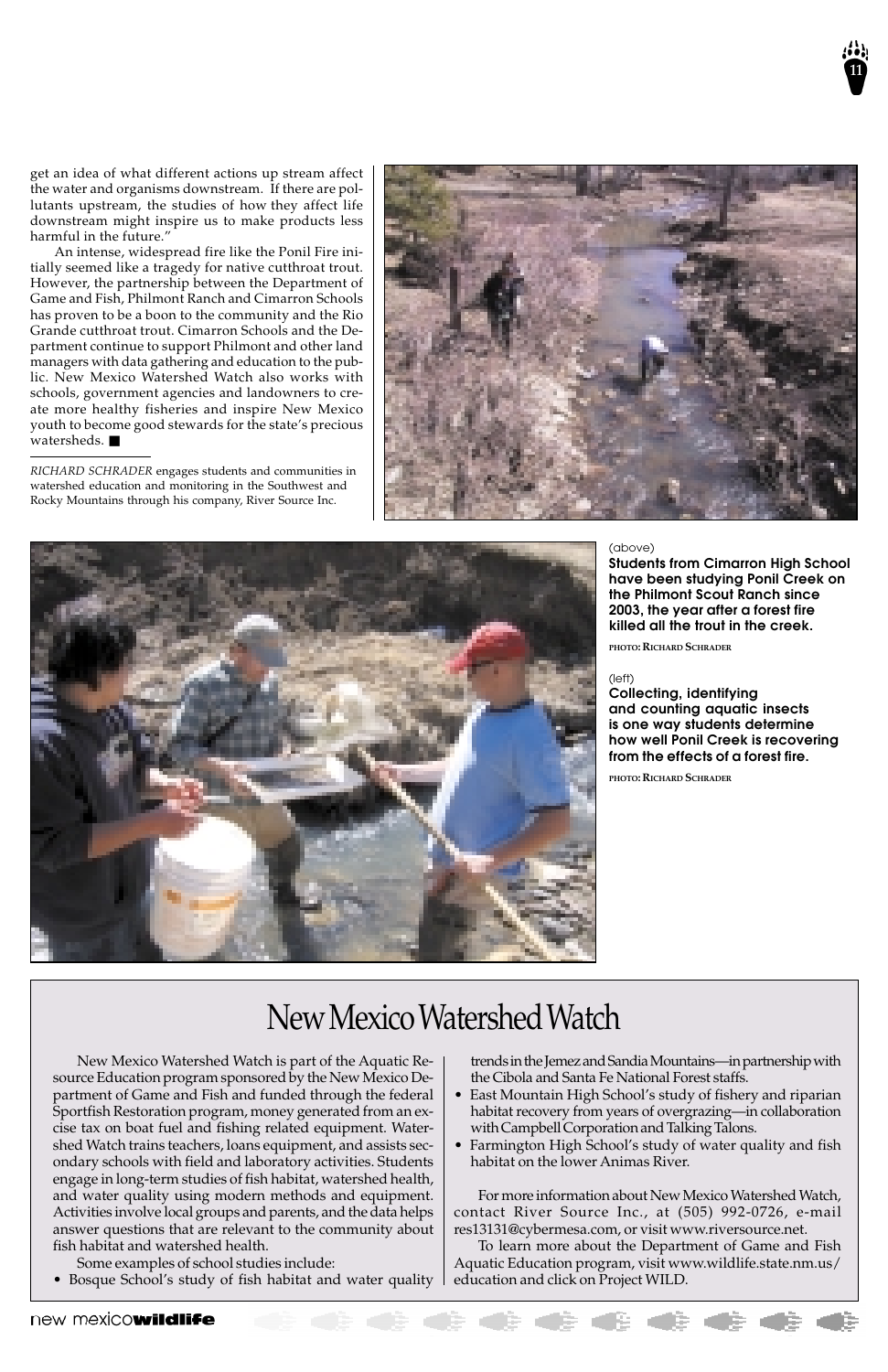get an idea of what different actions up stream affect the water and organisms downstream. If there are pollutants upstream, the studies of how they affect life downstream might inspire us to make products less harmful in the future."

An intense, widespread fire like the Ponil Fire initially seemed like a tragedy for native cutthroat trout. However, the partnership between the Department of Game and Fish, Philmont Ranch and Cimarron Schools has proven to be a boon to the community and the Rio Grande cutthroat trout. Cimarron Schools and the Department continue to support Philmont and other land managers with data gathering and education to the public. New Mexico Watershed Watch also works with schools, government agencies and landowners to create more healthy fisheries and inspire New Mexico youth to become good stewards for the state's precious watersheds. ■

*RICHARD SCHRADER* engages students and communities in watershed education and monitoring in the Southwest and Rocky Mountains through his company, River Source Inc.

(above)
**Students from Cimarron High School have been studying Ponil Creek on the Philmont Scout Ranch since 2003, the year after a forest fire killed all the trout in the creek.**

PHOTO: RICHARD SCHRADER

(left)
**Collecting, identifying and counting aquatic insects is one way students determine how well Ponil Creek is recovering from the effects of a forest fire.**

PHOTO: RICHARD SCHRADER

## New Mexico Watershed Watch

New Mexico Watershed Watch is part of the Aquatic Resource Education program sponsored by the New Mexico Department of Game and Fish and funded through the federal Sportfish Restoration program, money generated from an excise tax on boat fuel and fishing related equipment. Watershed Watch trains teachers, loans equipment, and assists secondary schools with field and laboratory activities. Students engage in long-term studies of fish habitat, watershed health, and water quality using modern methods and equipment. Activities involve local groups and parents, and the data helps answer questions that are relevant to the community about fish habitat and watershed health.

Some examples of school studies include:

- Bosque School's study of fish habitat and water quality trends in the Jemez and Sandia Mountains—in partnership with the Cibola and Santa Fe National Forest staffs.
- East Mountain High School's study of fishery and riparian habitat recovery from years of overgrazing—in collaboration with Campbell Corporation and Talking Talons.
- Farmington High School's study of water quality and fish habitat on the lower Animas River.

For more information about New Mexico Watershed Watch, contact River Source Inc., at (505) 992-0726, e-mail res13131@cybermesa.com, or visit www.riversource.net.

To learn more about the Department of Game and Fish Aquatic Education program, visit www.wildlife.state.nm.us/education and click on Project WILD.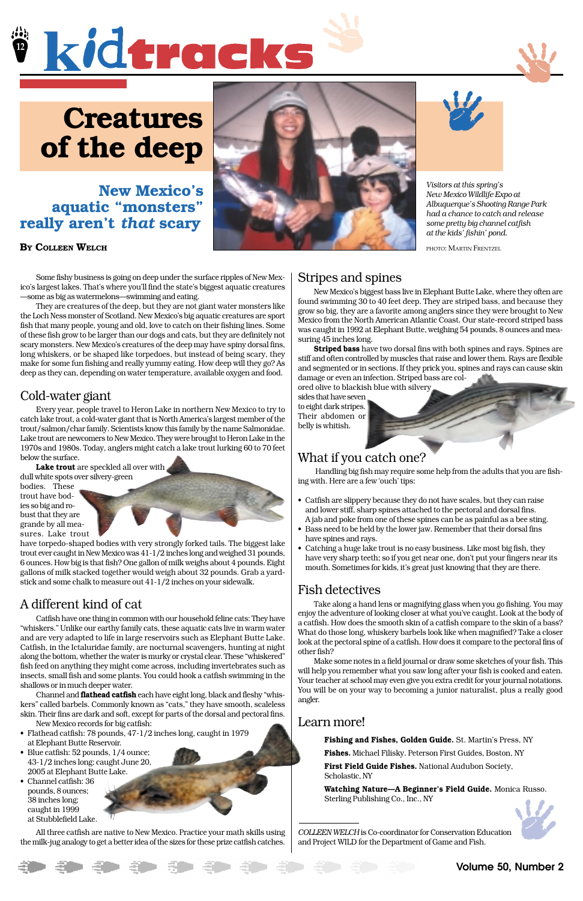# kidtracks

# Creatures of the deep

## New Mexico's aquatic "monsters" really aren't *that* scary

**By Colleen Welch**

*Visitors at this spring's New Mexico Wildlife Expo at Albuquerque's Shooting Range Park had a chance to catch and release some pretty big channel catfish at the kids' fishin' pond.*

PHOTO: MARTIN FRENTZEL

Some fishy business is going on deep under the surface ripples of New Mexico's largest lakes. That's where you'll find the state's biggest aquatic creatures—some as big as watermelons—swimming and eating.

They are creatures of the deep, but they are not giant water monsters like the Loch Ness monster of Scotland. New Mexico's big aquatic creatures are sport fish that many people, young and old, love to catch on their fishing lines. Some of these fish grow to be larger than our dogs and cats, but they are definitely not scary monsters. New Mexico's creatures of the deep may have spiny dorsal fins, long whiskers, or be shaped like torpedoes, but instead of being scary, they make for some fun fishing and really yummy eating. How deep will they go? As deep as they can, depending on water temperature, available oxygen and food.

### Cold-water giant

Every year, people travel to Heron Lake in northern New Mexico to try to catch lake trout, a cold-water giant that is North America's largest member of the trout/salmon/char family. Scientists know this family by the name Salmonidae. Lake trout are newcomers to New Mexico. They were brought to Heron Lake in the 1970s and 1980s. Today, anglers might catch a lake trout lurking 60 to 70 feet below the surface.

**Lake trout** are speckled all over with dull white spots over silvery-green bodies. These trout have bodies so big and robust that they are grande by all measures. Lake trout have torpedo-shaped bodies with very strongly forked tails. The biggest lake trout ever caught in New Mexico was 41-1/2 inches long and weighed 31 pounds, 6 ounces. How big is that fish? One gallon of milk weighs about 4 pounds. Eight gallons of milk stacked together would weigh about 32 pounds. Grab a yardstick and some chalk to measure out 41-1/2 inches on your sidewalk.

### A different kind of cat

Catfish have one thing in common with our household feline cats: They have "whiskers." Unlike our earthy family cats, these aquatic cats live in warm water and are very adapted to life in large reservoirs such as Elephant Butte Lake. Catfish, in the Ictaluridae family, are nocturnal scavengers, hunting at night along the bottom, whether the water is murky or crystal clear. These "whiskered" fish feed on anything they might come across, including invertebrates such as insects, small fish and some plants. You could hook a catfish swimming in the shallows or in much deeper water.

Channel and **flathead catfish** each have eight long, black and fleshy "whiskers" called barbels. Commonly known as "cats," they have smooth, scaleless skin. Their fins are dark and soft, except for parts of the dorsal and pectoral fins.

New Mexico records for big catfish:

- Flathead catfish: 78 pounds, 47-1/2 inches long, caught in 1979 at Elephant Butte Reservoir.
- Blue catfish: 52 pounds, 1/4 ounce; 43-1/2 inches long; caught June 20, 2005 at Elephant Butte Lake.
- Channel catfish: 36 pounds, 8 ounces; 38 inches long; caught in 1999 at Stubblefield Lake.

All three catfish are native to New Mexico. Practice your math skills using the milk-jug analogy to get a better idea of the sizes for these prize catfish catches.

### Stripes and spines

New Mexico's biggest bass live in Elephant Butte Lake, where they often are found swimming 30 to 40 feet deep. They are striped bass, and because they grow so big, they are a favorite among anglers since they were brought to New Mexico from the North American Atlantic Coast. Our state-record striped bass was caught in 1992 at Elephant Butte, weighing 54 pounds, 8 ounces and measuring 45 inches long.

**Striped bass** have two dorsal fins with both spines and rays. Spines are stiff and often controlled by muscles that raise and lower them. Rays are flexible and segmented or in sections. If they prick you, spines and rays can cause skin damage or even an infection. Striped bass are colored olive to blackish blue with silvery sides that have seven to eight dark stripes. Their abdomen or belly is whitish.

### What if you catch one?

Handling big fish may require some help from the adults that you are fishing with. Here are a few 'ouch' tips:

- Catfish are slippery because they do not have scales, but they can raise and lower stiff, sharp spines attached to the pectoral and dorsal fins. A jab and poke from one of these spines can be as painful as a bee sting.
- Bass need to be held by the lower jaw. Remember that their dorsal fins have spines and rays.
- Catching a huge lake trout is no easy business. Like most big fish, they have very sharp teeth; so if you get near one, don't put your fingers near its mouth. Sometimes for kids, it's great just knowing that they are there.

### Fish detectives

Take along a hand lens or magnifying glass when you go fishing. You may enjoy the adventure of looking closer at what you've caught. Look at the body of a catfish. How does the smooth skin of a catfish compare to the skin of a bass? What do those long, whiskery barbels look like when magnified? Take a closer look at the pectoral spine of a catfish. How does it compare to the pectoral fins of other fish?

Make some notes in a field journal or draw some sketches of your fish. This will help you remember what you saw long after your fish is cooked and eaten. Your teacher at school may even give you extra credit for your journal notations. You will be on your way to becoming a junior naturalist, plus a really good angler.

### Learn more!

**Fishing and Fishes, Golden Guide.** St. Martin's Press, NY

**Fishes.** Michael Filisky. Peterson First Guides, Boston, NY

**First Field Guide Fishes.** National Audubon Society, Scholastic, NY

**Watching Nature—A Beginner's Field Guide.** Monica Russo. Sterling Publishing Co., Inc., NY

*COLLEEN WELCH* is Co-coordinator for Conservation Education and Project WILD for the Department of Game and Fish.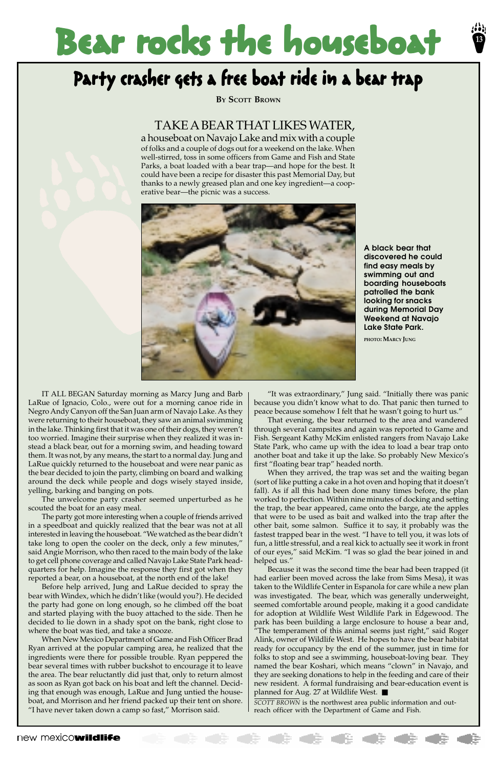# Bear rocks the houseboat

## Party crasher gets a free boat ride in a bear trap

**By Scott Brown**

TAKE A BEAR THAT LIKES WATER, a houseboat on Navajo Lake and mix with a couple of folks and a couple of dogs out for a weekend on the lake. When well-stirred, toss in some officers from Game and Fish and State Parks, a boat loaded with a bear trap—and hope for the best. It could have been a recipe for disaster this past Memorial Day, but thanks to a newly greased plan and one key ingredient—a cooperative bear—the picnic was a success.

**A black bear that discovered he could find easy meals by swimming out and boarding houseboats patrolled the bank looking for snacks during Memorial Day Weekend at Navajo Lake State Park.**

PHOTO: MARCY JUNG

IT ALL BEGAN Saturday morning as Marcy Jung and Barb LaRue of Ignacio, Colo., were out for a morning canoe ride in Negro Andy Canyon off the San Juan arm of Navajo Lake. As they were returning to their houseboat, they saw an animal swimming in the lake. Thinking first that it was one of their dogs, they weren't too worried. Imagine their surprise when they realized it was instead a black bear, out for a morning swim, and heading toward them. It was not, by any means, the start to a normal day. Jung and LaRue quickly returned to the houseboat and were near panic as the bear decided to join the party, climbing on board and walking around the deck while people and dogs wisely stayed inside, yelling, barking and banging on pots.

The unwelcome party crasher seemed unperturbed as he scouted the boat for an easy meal.

The party got more interesting when a couple of friends arrived in a speedboat and quickly realized that the bear was not at all interested in leaving the houseboat. "We watched as the bear didn't take long to open the cooler on the deck, only a few minutes," said Angie Morrison, who then raced to the main body of the lake to get cell phone coverage and called Navajo Lake State Park headquarters for help. Imagine the response they first got when they reported a bear, on a houseboat, at the north end of the lake!

Before help arrived, Jung and LaRue decided to spray the bear with Windex, which he didn't like (would you?). He decided the party had gone on long enough, so he climbed off the boat and started playing with the buoy attached to the side. Then he decided to lie down in a shady spot on the bank, right close to where the boat was tied, and take a snooze.

When New Mexico Department of Game and Fish Officer Brad Ryan arrived at the popular camping area, he realized that the ingredients were there for possible trouble. Ryan peppered the bear several times with rubber buckshot to encourage it to leave the area. The bear reluctantly did just that, only to return almost as soon as Ryan got back on his boat and left the channel. Deciding that enough was enough, LaRue and Jung untied the houseboat, and Morrison and her friend packed up their tent on shore. "I have never taken down a camp so fast," Morrison said.

"It was extraordinary," Jung said. "Initially there was panic because you didn't know what to do. That panic then turned to peace because somehow I felt that he wasn't going to hurt us."

That evening, the bear returned to the area and wandered through several campsites and again was reported to Game and Fish. Sergeant Kathy McKim enlisted rangers from Navajo Lake State Park, who came up with the idea to load a bear trap onto another boat and take it up the lake. So probably New Mexico's first "floating bear trap" headed north.

When they arrived, the trap was set and the waiting began (sort of like putting a cake in a hot oven and hoping that it doesn't fall). As if all this had been done many times before, the plan worked to perfection. Within nine minutes of docking and setting the trap, the bear appeared, came onto the barge, ate the apples that were to be used as bait and walked into the trap after the other bait, some salmon. Suffice it to say, it probably was the fastest trapped bear in the west. "I have to tell you, it was lots of fun, a little stressful, and a real kick to actually see it work in front of our eyes," said McKim. "I was so glad the bear joined in and helped us."

Because it was the second time the bear had been trapped (it had earlier been moved across the lake from Sims Mesa), it was taken to the Wildlife Center in Espanola for care while a new plan was investigated. The bear, which was generally underweight, seemed comfortable around people, making it a good candidate for adoption at Wildlife West Wildlife Park in Edgewood. The park has been building a large enclosure to house a bear and, "The temperament of this animal seems just right," said Roger Alink, owner of Wildlife West. He hopes to have the bear habitat ready for occupancy by the end of the summer, just in time for folks to stop and see a swimming, houseboat-loving bear. They named the bear Koshari, which means "clown" in Navajo, and they are seeking donations to help in the feeding and care of their new resident. A formal fundraising and bear-education event is planned for Aug. 27 at Wildlife West. ■

*SCOTT BROWN* is the northwest area public information and outreach officer with the Department of Game and Fish.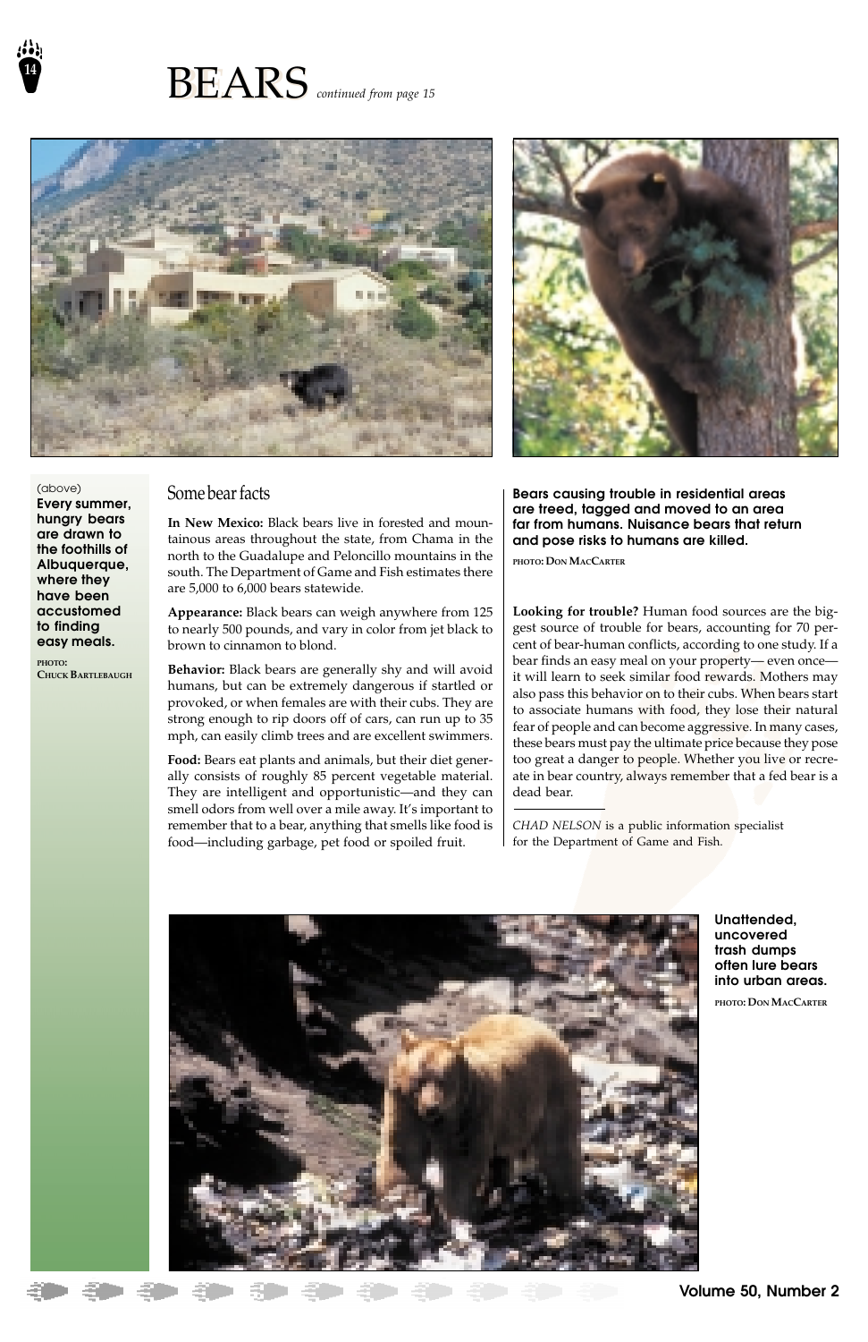# BEARS *continued from page 15*

(above)
**Every summer, hungry bears are drawn to the foothills of Albuquerque, where they have been accustomed to finding easy meals.**

PHOTO: CHUCK BARTLEBAUGH

## Some bear facts

**In New Mexico:** Black bears live in forested and mountainous areas throughout the state, from Chama in the north to the Guadalupe and Peloncillo mountains in the south. The Department of Game and Fish estimates there are 5,000 to 6,000 bears statewide.

**Appearance:** Black bears can weigh anywhere from 125 to nearly 500 pounds, and vary in color from jet black to brown to cinnamon to blond.

**Behavior:** Black bears are generally shy and will avoid humans, but can be extremely dangerous if startled or provoked, or when females are with their cubs. They are strong enough to rip doors off of cars, can run up to 35 mph, can easily climb trees and are excellent swimmers.

**Food:** Bears eat plants and animals, but their diet generally consists of roughly 85 percent vegetable material. They are intelligent and opportunistic—and they can smell odors from well over a mile away. It's important to remember that to a bear, anything that smells like food is food—including garbage, pet food or spoiled fruit.

**Bears causing trouble in residential areas are treed, tagged and moved to an area far from humans. Nuisance bears that return and pose risks to humans are killed.**

PHOTO: DON MACCARTER

**Looking for trouble?** Human food sources are the biggest source of trouble for bears, accounting for 70 percent of bear-human conflicts, according to one study. If a bear finds an easy meal on your property— even once— it will learn to seek similar food rewards. Mothers may also pass this behavior on to their cubs. When bears start to associate humans with food, they lose their natural fear of people and can become aggressive. In many cases, these bears must pay the ultimate price because they pose too great a danger to people. Whether you live or recreate in bear country, always remember that a fed bear is a dead bear.

*CHAD NELSON* is a public information specialist for the Department of Game and Fish.

**Unattended, uncovered trash dumps often lure bears into urban areas.**

PHOTO: DON MACCARTER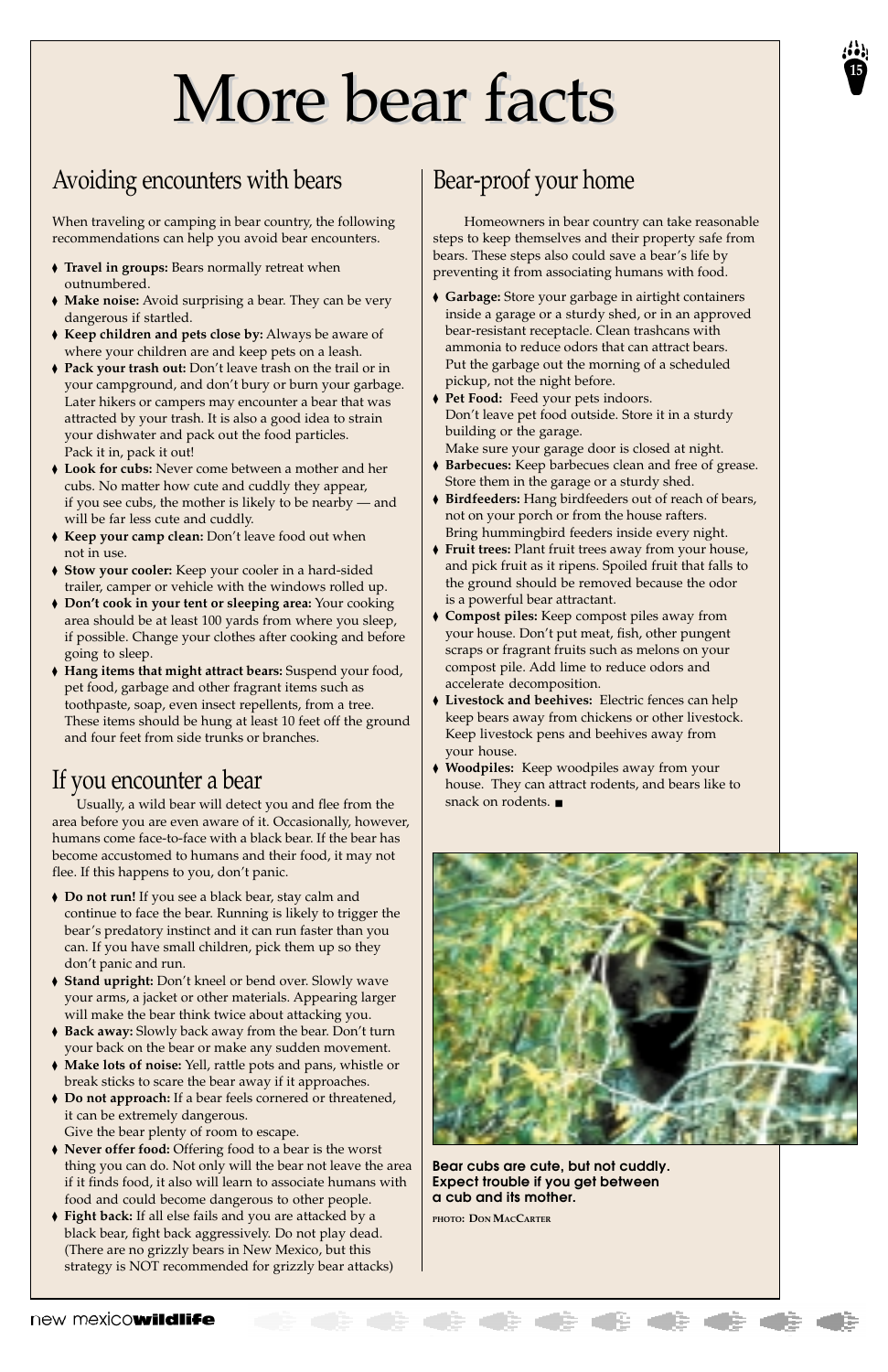# More bear facts

## Avoiding encounters with bears

When traveling or camping in bear country, the following recommendations can help you avoid bear encounters.

- **Travel in groups:** Bears normally retreat when outnumbered.
- **Make noise:** Avoid surprising a bear. They can be very dangerous if startled.
- **Keep children and pets close by:** Always be aware of where your children are and keep pets on a leash.
- **Pack your trash out:** Don't leave trash on the trail or in your campground, and don't bury or burn your garbage. Later hikers or campers may encounter a bear that was attracted by your trash. It is also a good idea to strain your dishwater and pack out the food particles. Pack it in, pack it out!
- **Look for cubs:** Never come between a mother and her cubs. No matter how cute and cuddly they appear, if you see cubs, the mother is likely to be nearby — and will be far less cute and cuddly.
- **Keep your camp clean:** Don't leave food out when not in use.
- **Stow your cooler:** Keep your cooler in a hard-sided trailer, camper or vehicle with the windows rolled up.
- **Don't cook in your tent or sleeping area:** Your cooking area should be at least 100 yards from where you sleep, if possible. Change your clothes after cooking and before going to sleep.
- **Hang items that might attract bears:** Suspend your food, pet food, garbage and other fragrant items such as toothpaste, soap, even insect repellents, from a tree. These items should be hung at least 10 feet off the ground and four feet from side trunks or branches.

## If you encounter a bear

Usually, a wild bear will detect you and flee from the area before you are even aware of it. Occasionally, however, humans come face-to-face with a black bear. If the bear has become accustomed to humans and their food, it may not flee. If this happens to you, don't panic.

- **Do not run!** If you see a black bear, stay calm and continue to face the bear. Running is likely to trigger the bear's predatory instinct and it can run faster than you can. If you have small children, pick them up so they don't panic and run.
- **Stand upright:** Don't kneel or bend over. Slowly wave your arms, a jacket or other materials. Appearing larger will make the bear think twice about attacking you.
- **Back away:** Slowly back away from the bear. Don't turn your back on the bear or make any sudden movement.
- **Make lots of noise:** Yell, rattle pots and pans, whistle or break sticks to scare the bear away if it approaches.
- **Do not approach:** If a bear feels cornered or threatened, it can be extremely dangerous. Give the bear plenty of room to escape.
- **Never offer food:** Offering food to a bear is the worst thing you can do. Not only will the bear not leave the area if it finds food, it also will learn to associate humans with food and could become dangerous to other people.
- **Fight back:** If all else fails and you are attacked by a black bear, fight back aggressively. Do not play dead. (There are no grizzly bears in New Mexico, but this strategy is NOT recommended for grizzly bear attacks)

## Bear-proof your home

Homeowners in bear country can take reasonable steps to keep themselves and their property safe from bears. These steps also could save a bear's life by preventing it from associating humans with food.

- **Garbage:** Store your garbage in airtight containers inside a garage or a sturdy shed, or in an approved bear-resistant receptacle. Clean trashcans with ammonia to reduce odors that can attract bears. Put the garbage out the morning of a scheduled pickup, not the night before.
- **Pet Food:** Feed your pets indoors. Don't leave pet food outside. Store it in a sturdy building or the garage. Make sure your garage door is closed at night.
- **Barbecues:** Keep barbecues clean and free of grease. Store them in the garage or a sturdy shed.
- **Birdfeeders:** Hang birdfeeders out of reach of bears, not on your porch or from the house rafters. Bring hummingbird feeders inside every night.
- **Fruit trees:** Plant fruit trees away from your house, and pick fruit as it ripens. Spoiled fruit that falls to the ground should be removed because the odor is a powerful bear attractant.
- **Compost piles:** Keep compost piles away from your house. Don't put meat, fish, other pungent scraps or fragrant fruits such as melons on your compost pile. Add lime to reduce odors and accelerate decomposition.
- **Livestock and beehives:** Electric fences can help keep bears away from chickens or other livestock. Keep livestock pens and beehives away from your house.
- **Woodpiles:** Keep woodpiles away from your house. They can attract rodents, and bears like to snack on rodents. ■

**Bear cubs are cute, but not cuddly. Expect trouble if you get between a cub and its mother.**

PHOTO: DON MACCARTER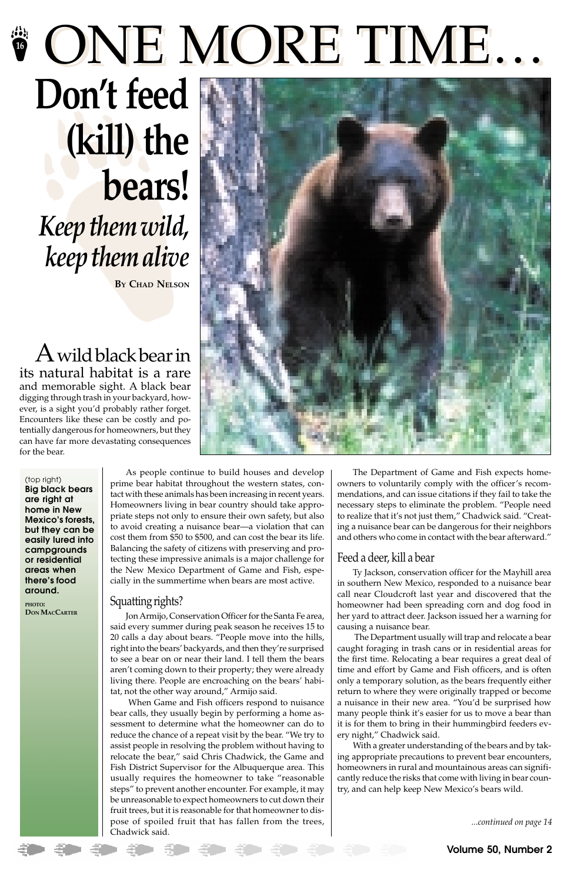# ONE MORE TIME...

# Don't feed (kill) the bears!

## *Keep them wild, keep them alive*

**By Chad Nelson**

A wild black bear in its natural habitat is a rare and memorable sight. A black bear digging through trash in your backyard, however, is a sight you'd probably rather forget. Encounters like these can be costly and potentially dangerous for homeowners, but they can have far more devastating consequences for the bear.

(top right)
**Big black bears are right at home in New Mexico's forests, but they can be easily lured into campgrounds or residential areas when there's food around.**

PHOTO: DON MACCARTER

As people continue to build houses and develop prime bear habitat throughout the western states, contact with these animals has been increasing in recent years. Homeowners living in bear country should take appropriate steps not only to ensure their own safety, but also to avoid creating a nuisance bear—a violation that can cost them from $50 to $500, and can cost the bear its life. Balancing the safety of citizens with preserving and protecting these impressive animals is a major challenge for the New Mexico Department of Game and Fish, especially in the summertime when bears are most active.

### Squatting rights?

Jon Armijo, Conservation Officer for the Santa Fe area, said every summer during peak season he receives 15 to 20 calls a day about bears. "People move into the hills, right into the bears' backyards, and then they're surprised to see a bear on or near their land. I tell them the bears aren't coming down to their property; they were already living there. People are encroaching on the bears' habitat, not the other way around," Armijo said.

When Game and Fish officers respond to nuisance bear calls, they usually begin by performing a home assessment to determine what the homeowner can do to reduce the chance of a repeat visit by the bear. "We try to assist people in resolving the problem without having to relocate the bear," said Chris Chadwick, the Game and Fish District Supervisor for the Albuquerque area. This usually requires the homeowner to take "reasonable steps" to prevent another encounter. For example, it may be unreasonable to expect homeowners to cut down their fruit trees, but it is reasonable for that homeowner to dispose of spoiled fruit that has fallen from the trees, Chadwick said.

The Department of Game and Fish expects homeowners to voluntarily comply with the officer's recommendations, and can issue citations if they fail to take the necessary steps to eliminate the problem. "People need to realize that it's not just them," Chadwick said. "Creating a nuisance bear can be dangerous for their neighbors and others who come in contact with the bear afterward."

### Feed a deer, kill a bear

Ty Jackson, conservation officer for the Mayhill area in southern New Mexico, responded to a nuisance bear call near Cloudcroft last year and discovered that the homeowner had been spreading corn and dog food in her yard to attract deer. Jackson issued her a warning for causing a nuisance bear.

The Department usually will trap and relocate a bear caught foraging in trash cans or in residential areas for the first time. Relocating a bear requires a great deal of time and effort by Game and Fish officers, and is often only a temporary solution, as the bears frequently either return to where they were originally trapped or become a nuisance in their new area. "You'd be surprised how many people think it's easier for us to move a bear than it is for them to bring in their hummingbird feeders every night," Chadwick said.

With a greater understanding of the bears and by taking appropriate precautions to prevent bear encounters, homeowners in rural and mountainous areas can significantly reduce the risks that come with living in bear country, and can help keep New Mexico's bears wild.

*...continued on page 14*